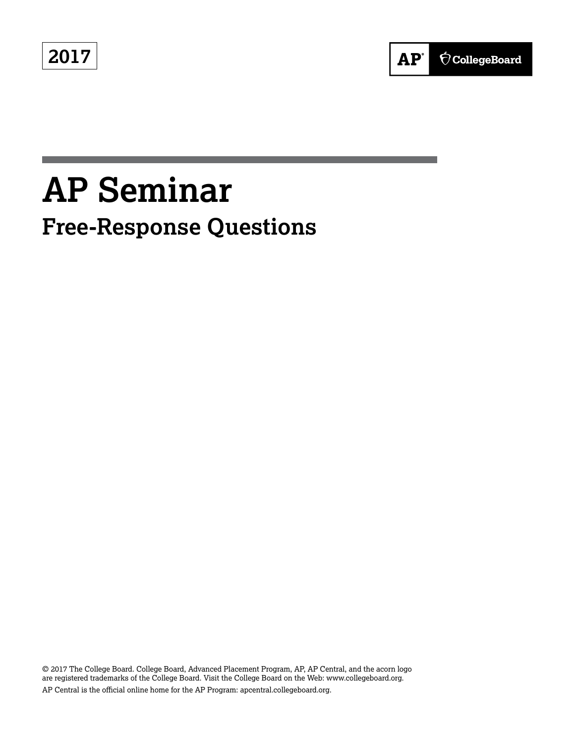2017

AP® CollegeBoard

# AP Seminar

## Free-Response Questions

© 2017 The College Board. College Board, Advanced Placement Program, AP, AP Central, and the acorn logo are registered trademarks of the College Board. Visit the College Board on the Web: www.collegeboard.org.

AP Central is the official online home for the AP Program: apcentral.collegeboard.org.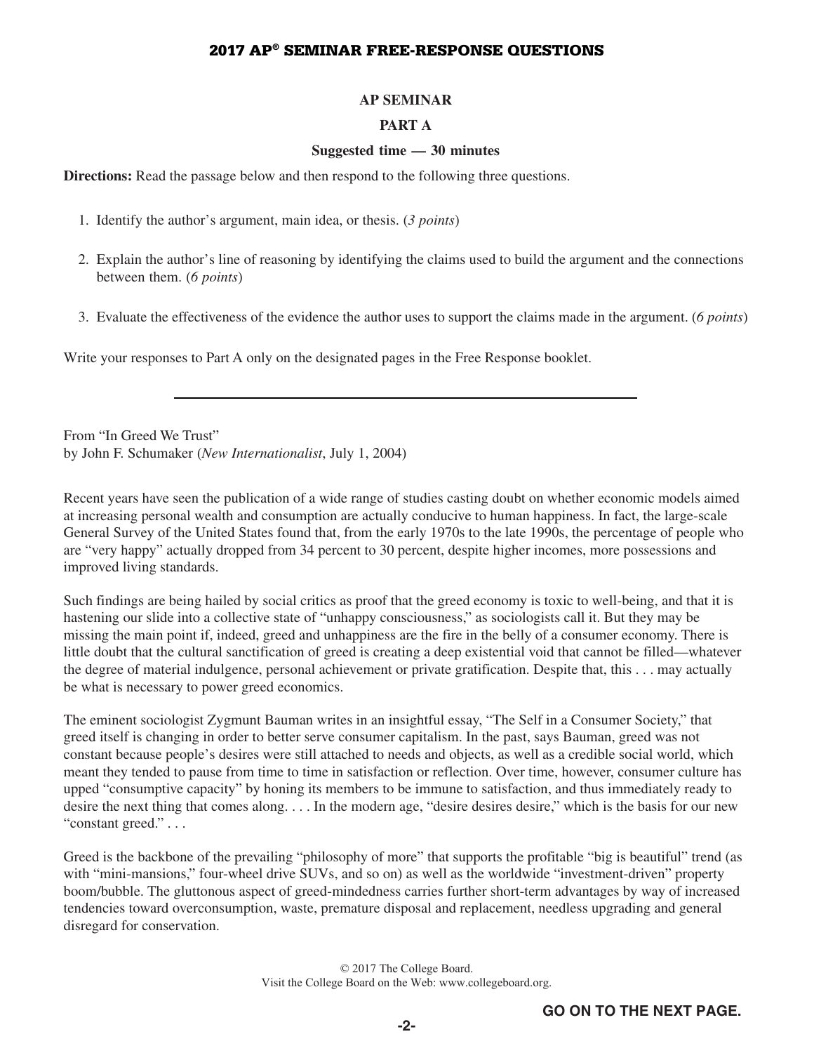## AP SEMINAR

### PART A

**Suggested time — 30 minutes**

**Directions:** Read the passage below and then respond to the following three questions.

1. Identify the author's argument, main idea, or thesis. (*3 points*)

2. Explain the author's line of reasoning by identifying the claims used to build the argument and the connections between them. (*6 points*)

3. Evaluate the effectiveness of the evidence the author uses to support the claims made in the argument. (*6 points*)

Write your responses to Part A only on the designated pages in the Free Response booklet.

---

From "In Greed We Trust"
by John F. Schumaker (*New Internationalist*, July 1, 2004)

Recent years have seen the publication of a wide range of studies casting doubt on whether economic models aimed at increasing personal wealth and consumption are actually conducive to human happiness. In fact, the large-scale General Survey of the United States found that, from the early 1970s to the late 1990s, the percentage of people who are "very happy" actually dropped from 34 percent to 30 percent, despite higher incomes, more possessions and improved living standards.

Such findings are being hailed by social critics as proof that the greed economy is toxic to well-being, and that it is hastening our slide into a collective state of "unhappy consciousness," as sociologists call it. But they may be missing the main point if, indeed, greed and unhappiness are the fire in the belly of a consumer economy. There is little doubt that the cultural sanctification of greed is creating a deep existential void that cannot be filled—whatever the degree of material indulgence, personal achievement or private gratification. Despite that, this . . . may actually be what is necessary to power greed economics.

The eminent sociologist Zygmunt Bauman writes in an insightful essay, "The Self in a Consumer Society," that greed itself is changing in order to better serve consumer capitalism. In the past, says Bauman, greed was not constant because people's desires were still attached to needs and objects, as well as a credible social world, which meant they tended to pause from time to time in satisfaction or reflection. Over time, however, consumer culture has upped "consumptive capacity" by honing its members to be immune to satisfaction, and thus immediately ready to desire the next thing that comes along. . . . In the modern age, "desire desires desire," which is the basis for our new "constant greed." . . .

Greed is the backbone of the prevailing "philosophy of more" that supports the profitable "big is beautiful" trend (as with "mini-mansions," four-wheel drive SUVs, and so on) as well as the worldwide "investment-driven" property boom/bubble. The gluttonous aspect of greed-mindedness carries further short-term advantages by way of increased tendencies toward overconsumption, waste, premature disposal and replacement, needless upgrading and general disregard for conservation.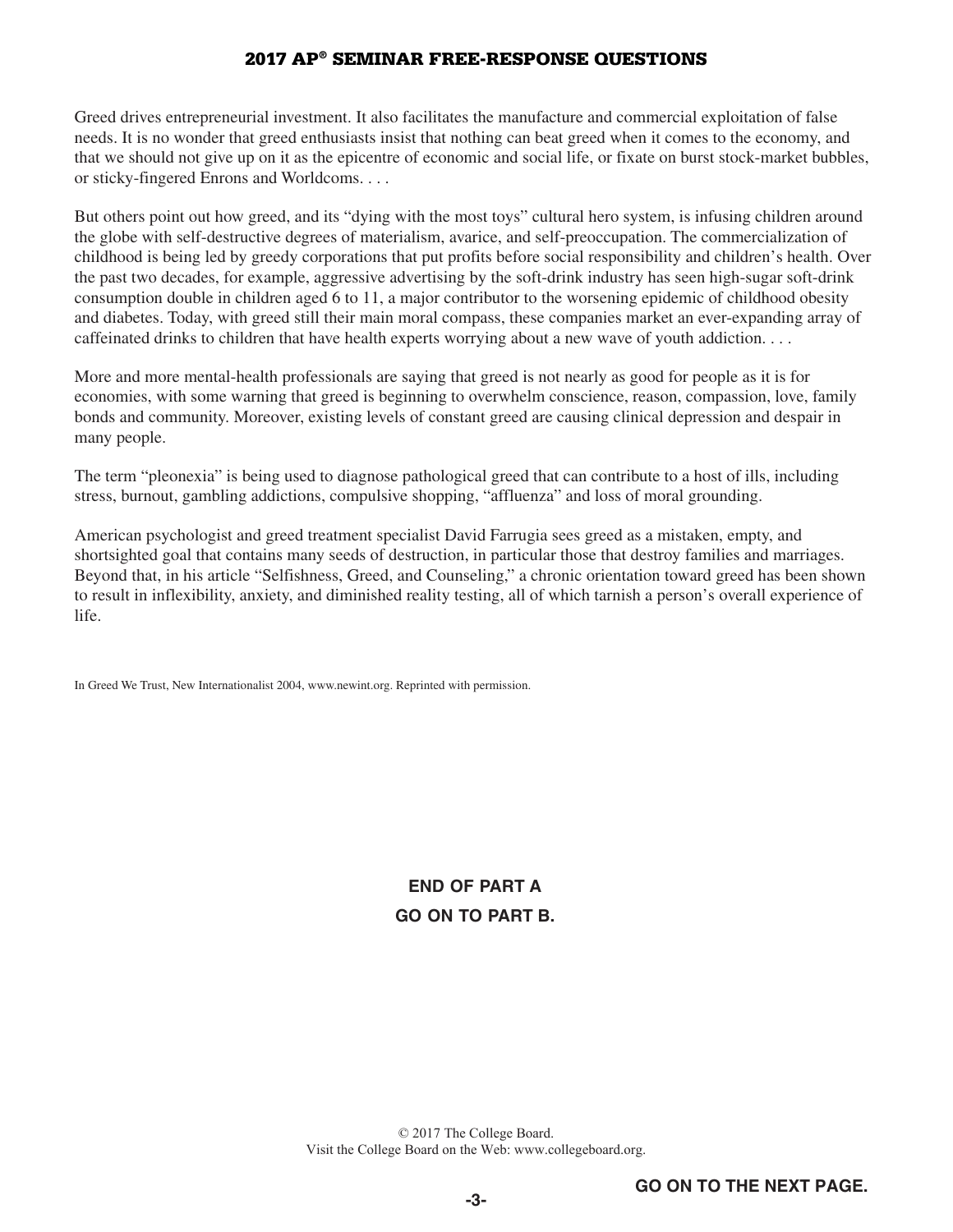Greed drives entrepreneurial investment. It also facilitates the manufacture and commercial exploitation of false needs. It is no wonder that greed enthusiasts insist that nothing can beat greed when it comes to the economy, and that we should not give up on it as the epicentre of economic and social life, or fixate on burst stock-market bubbles, or sticky-fingered Enrons and Worldcoms. . . .

But others point out how greed, and its "dying with the most toys" cultural hero system, is infusing children around the globe with self-destructive degrees of materialism, avarice, and self-preoccupation. The commercialization of childhood is being led by greedy corporations that put profits before social responsibility and children's health. Over the past two decades, for example, aggressive advertising by the soft-drink industry has seen high-sugar soft-drink consumption double in children aged 6 to 11, a major contributor to the worsening epidemic of childhood obesity and diabetes. Today, with greed still their main moral compass, these companies market an ever-expanding array of caffeinated drinks to children that have health experts worrying about a new wave of youth addiction. . . .

More and more mental-health professionals are saying that greed is not nearly as good for people as it is for economies, with some warning that greed is beginning to overwhelm conscience, reason, compassion, love, family bonds and community. Moreover, existing levels of constant greed are causing clinical depression and despair in many people.

The term "pleonexia" is being used to diagnose pathological greed that can contribute to a host of ills, including stress, burnout, gambling addictions, compulsive shopping, "affluenza" and loss of moral grounding.

American psychologist and greed treatment specialist David Farrugia sees greed as a mistaken, empty, and shortsighted goal that contains many seeds of destruction, in particular those that destroy families and marriages. Beyond that, in his article "Selfishness, Greed, and Counseling," a chronic orientation toward greed has been shown to result in inflexibility, anxiety, and diminished reality testing, all of which tarnish a person's overall experience of life.

In Greed We Trust, New Internationalist 2004, www.newint.org. Reprinted with permission.

**END OF PART A**

**GO ON TO PART B.**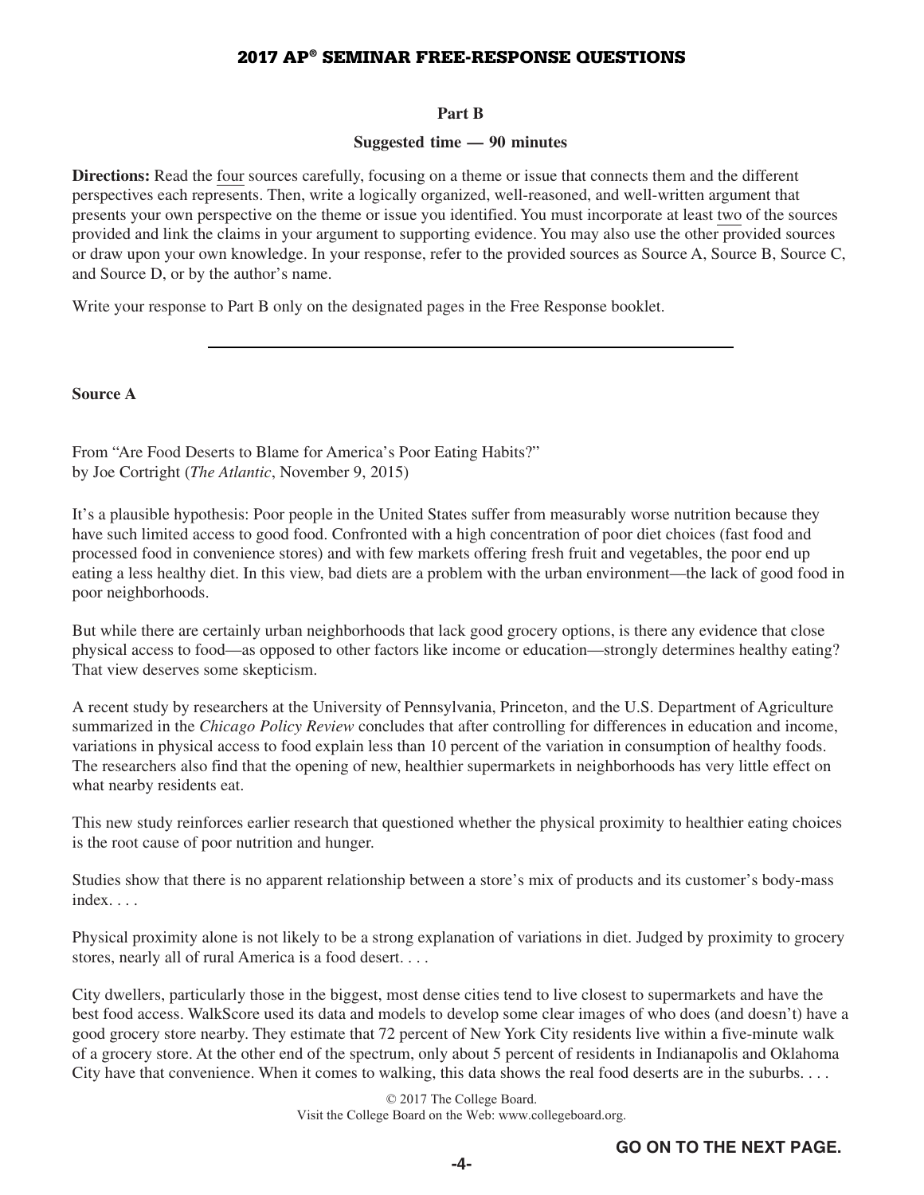## Part B

**Suggested time — 90 minutes**

**Directions:** Read the four sources carefully, focusing on a theme or issue that connects them and the different perspectives each represents. Then, write a logically organized, well-reasoned, and well-written argument that presents your own perspective on the theme or issue you identified. You must incorporate at least two of the sources provided and link the claims in your argument to supporting evidence. You may also use the other provided sources or draw upon your own knowledge. In your response, refer to the provided sources as Source A, Source B, Source C, and Source D, or by the author's name.

Write your response to Part B only on the designated pages in the Free Response booklet.

---

**Source A**

From "Are Food Deserts to Blame for America's Poor Eating Habits?"
by Joe Cortright (*The Atlantic*, November 9, 2015)

It's a plausible hypothesis: Poor people in the United States suffer from measurably worse nutrition because they have such limited access to good food. Confronted with a high concentration of poor diet choices (fast food and processed food in convenience stores) and with few markets offering fresh fruit and vegetables, the poor end up eating a less healthy diet. In this view, bad diets are a problem with the urban environment—the lack of good food in poor neighborhoods.

But while there are certainly urban neighborhoods that lack good grocery options, is there any evidence that close physical access to food—as opposed to other factors like income or education—strongly determines healthy eating? That view deserves some skepticism.

A recent study by researchers at the University of Pennsylvania, Princeton, and the U.S. Department of Agriculture summarized in the *Chicago Policy Review* concludes that after controlling for differences in education and income, variations in physical access to food explain less than 10 percent of the variation in consumption of healthy foods. The researchers also find that the opening of new, healthier supermarkets in neighborhoods has very little effect on what nearby residents eat.

This new study reinforces earlier research that questioned whether the physical proximity to healthier eating choices is the root cause of poor nutrition and hunger.

Studies show that there is no apparent relationship between a store's mix of products and its customer's body-mass index. . . .

Physical proximity alone is not likely to be a strong explanation of variations in diet. Judged by proximity to grocery stores, nearly all of rural America is a food desert. . . .

City dwellers, particularly those in the biggest, most dense cities tend to live closest to supermarkets and have the best food access. WalkScore used its data and models to develop some clear images of who does (and doesn't) have a good grocery store nearby. They estimate that 72 percent of New York City residents live within a five-minute walk of a grocery store. At the other end of the spectrum, only about 5 percent of residents in Indianapolis and Oklahoma City have that convenience. When it comes to walking, this data shows the real food deserts are in the suburbs. . . .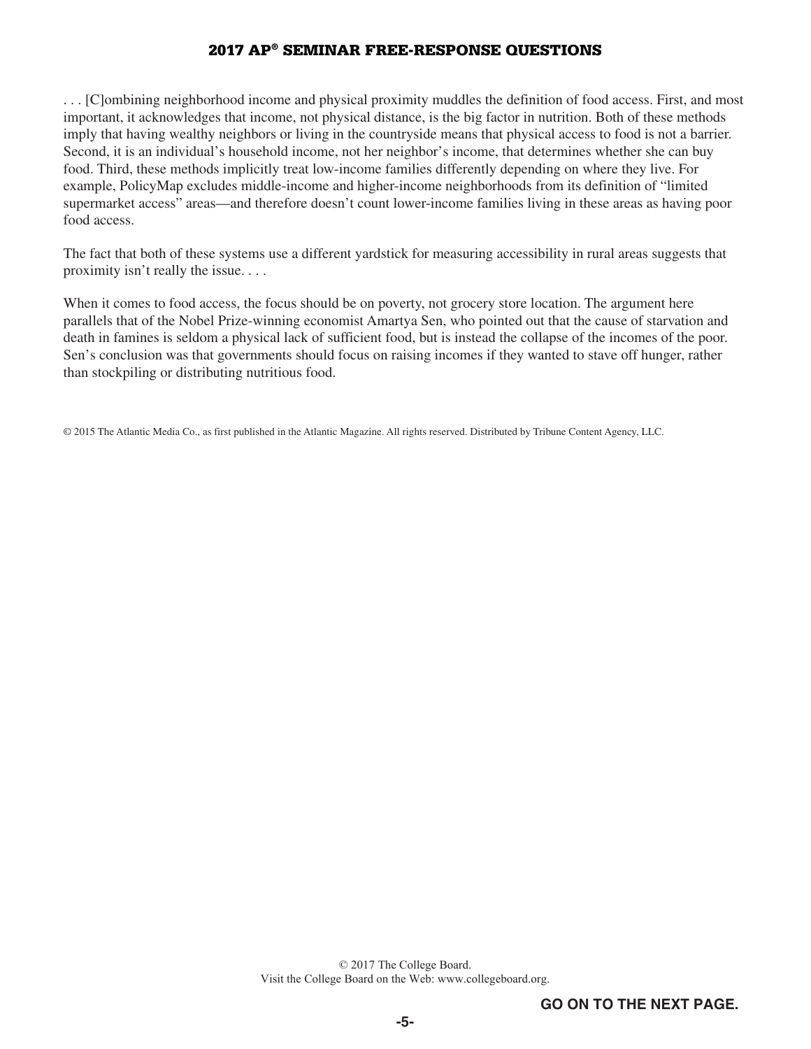. . . [C]ombining neighborhood income and physical proximity muddles the definition of food access. First, and most important, it acknowledges that income, not physical distance, is the big factor in nutrition. Both of these methods imply that having wealthy neighbors or living in the countryside means that physical access to food is not a barrier. Second, it is an individual's household income, not her neighbor's income, that determines whether she can buy food. Third, these methods implicitly treat low-income families differently depending on where they live. For example, PolicyMap excludes middle-income and higher-income neighborhoods from its definition of "limited supermarket access" areas—and therefore doesn't count lower-income families living in these areas as having poor food access.

The fact that both of these systems use a different yardstick for measuring accessibility in rural areas suggests that proximity isn't really the issue. . . .

When it comes to food access, the focus should be on poverty, not grocery store location. The argument here parallels that of the Nobel Prize-winning economist Amartya Sen, who pointed out that the cause of starvation and death in famines is seldom a physical lack of sufficient food, but is instead the collapse of the incomes of the poor. Sen's conclusion was that governments should focus on raising incomes if they wanted to stave off hunger, rather than stockpiling or distributing nutritious food.

© 2015 The Atlantic Media Co., as first published in the Atlantic Magazine. All rights reserved. Distributed by Tribune Content Agency, LLC.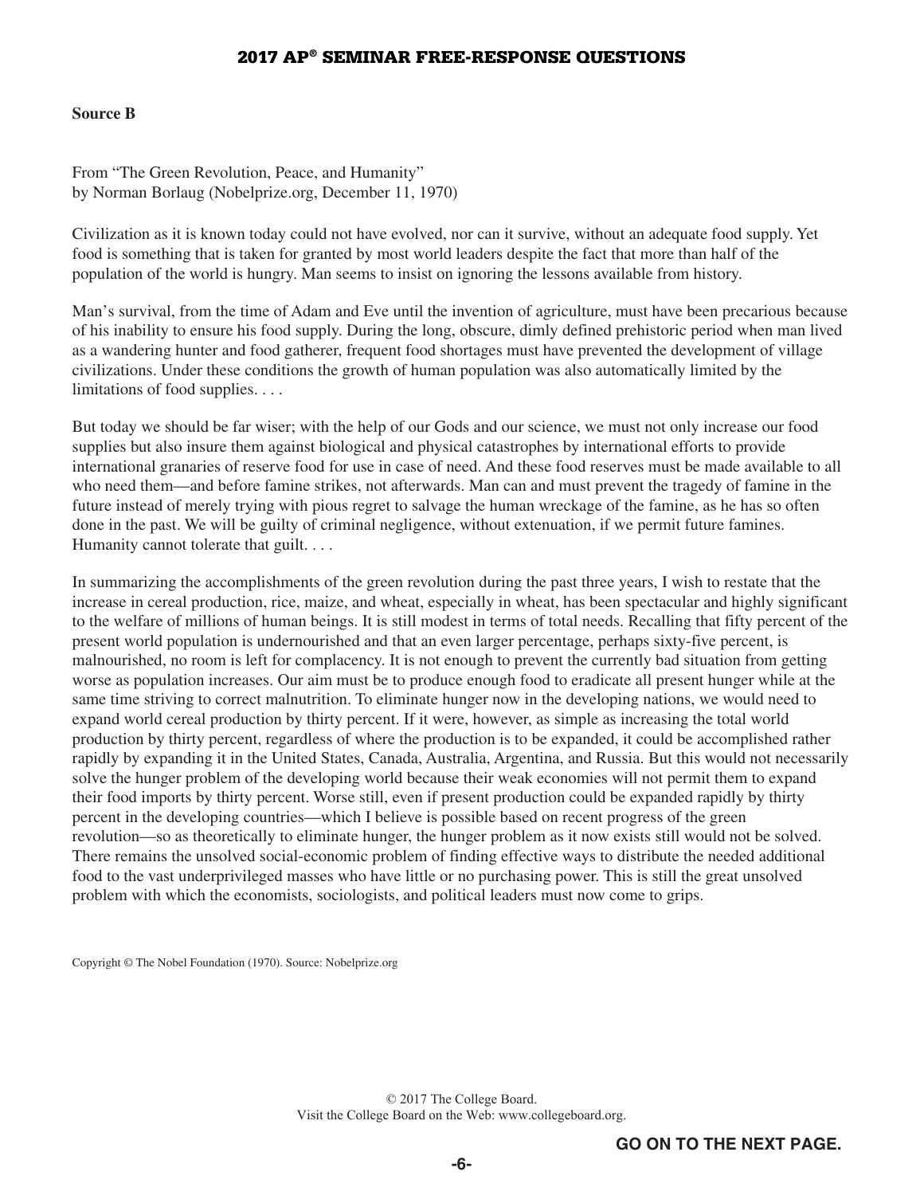**Source B**

From "The Green Revolution, Peace, and Humanity"
by Norman Borlaug (Nobelprize.org, December 11, 1970)

Civilization as it is known today could not have evolved, nor can it survive, without an adequate food supply. Yet food is something that is taken for granted by most world leaders despite the fact that more than half of the population of the world is hungry. Man seems to insist on ignoring the lessons available from history.

Man's survival, from the time of Adam and Eve until the invention of agriculture, must have been precarious because of his inability to ensure his food supply. During the long, obscure, dimly defined prehistoric period when man lived as a wandering hunter and food gatherer, frequent food shortages must have prevented the development of village civilizations. Under these conditions the growth of human population was also automatically limited by the limitations of food supplies. . . .

But today we should be far wiser; with the help of our Gods and our science, we must not only increase our food supplies but also insure them against biological and physical catastrophes by international efforts to provide international granaries of reserve food for use in case of need. And these food reserves must be made available to all who need them—and before famine strikes, not afterwards. Man can and must prevent the tragedy of famine in the future instead of merely trying with pious regret to salvage the human wreckage of the famine, as he has so often done in the past. We will be guilty of criminal negligence, without extenuation, if we permit future famines. Humanity cannot tolerate that guilt. . . .

In summarizing the accomplishments of the green revolution during the past three years, I wish to restate that the increase in cereal production, rice, maize, and wheat, especially in wheat, has been spectacular and highly significant to the welfare of millions of human beings. It is still modest in terms of total needs. Recalling that fifty percent of the present world population is undernourished and that an even larger percentage, perhaps sixty-five percent, is malnourished, no room is left for complacency. It is not enough to prevent the currently bad situation from getting worse as population increases. Our aim must be to produce enough food to eradicate all present hunger while at the same time striving to correct malnutrition. To eliminate hunger now in the developing nations, we would need to expand world cereal production by thirty percent. If it were, however, as simple as increasing the total world production by thirty percent, regardless of where the production is to be expanded, it could be accomplished rather rapidly by expanding it in the United States, Canada, Australia, Argentina, and Russia. But this would not necessarily solve the hunger problem of the developing world because their weak economies will not permit them to expand their food imports by thirty percent. Worse still, even if present production could be expanded rapidly by thirty percent in the developing countries—which I believe is possible based on recent progress of the green revolution—so as theoretically to eliminate hunger, the hunger problem as it now exists still would not be solved. There remains the unsolved social-economic problem of finding effective ways to distribute the needed additional food to the vast underprivileged masses who have little or no purchasing power. This is still the great unsolved problem with which the economists, sociologists, and political leaders must now come to grips.

Copyright © The Nobel Foundation (1970). Source: Nobelprize.org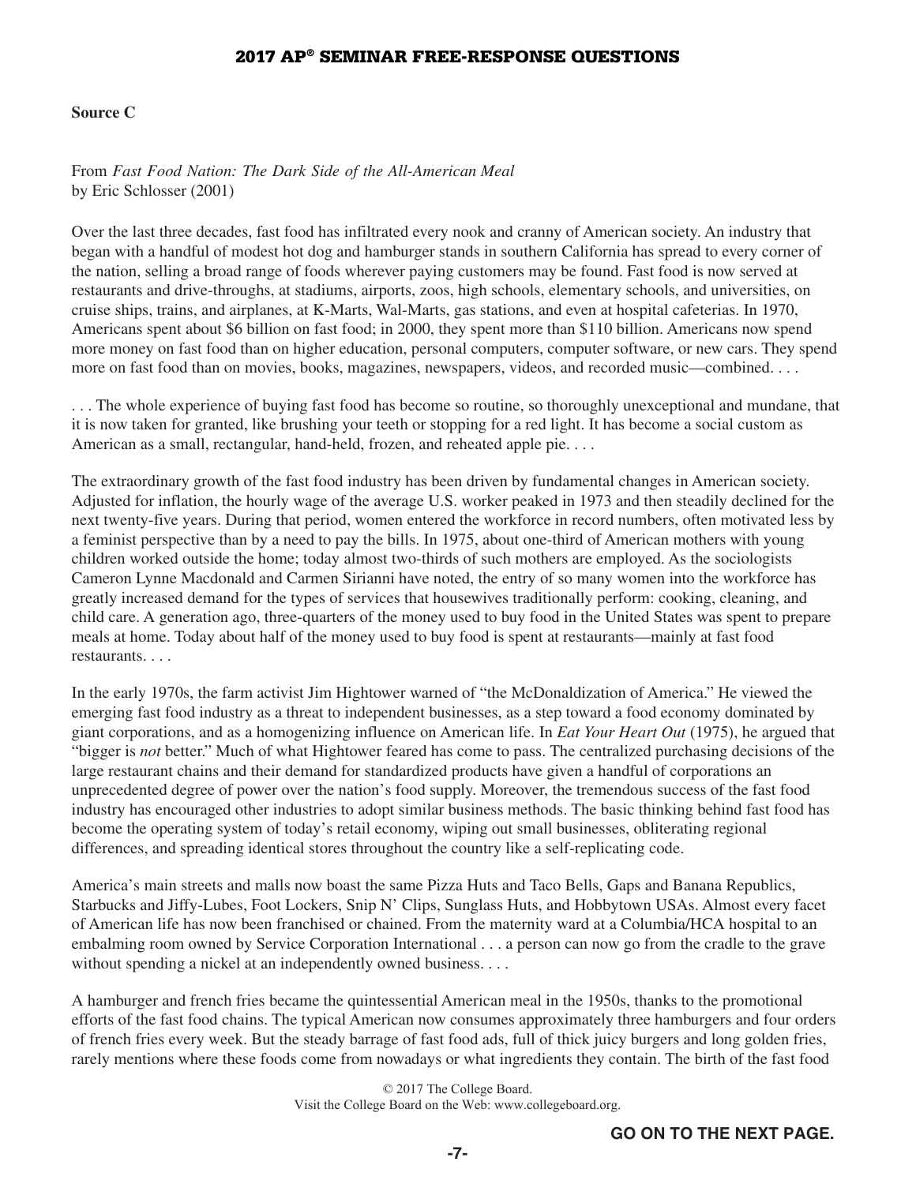**Source C**

From *Fast Food Nation: The Dark Side of the All-American Meal*
by Eric Schlosser (2001)

Over the last three decades, fast food has infiltrated every nook and cranny of American society. An industry that began with a handful of modest hot dog and hamburger stands in southern California has spread to every corner of the nation, selling a broad range of foods wherever paying customers may be found. Fast food is now served at restaurants and drive-throughs, at stadiums, airports, zoos, high schools, elementary schools, and universities, on cruise ships, trains, and airplanes, at K-Marts, Wal-Marts, gas stations, and even at hospital cafeterias. In 1970, Americans spent about $6 billion on fast food; in 2000, they spent more than $110 billion. Americans now spend more money on fast food than on higher education, personal computers, computer software, or new cars. They spend more on fast food than on movies, books, magazines, newspapers, videos, and recorded music—combined. . . .

. . . The whole experience of buying fast food has become so routine, so thoroughly unexceptional and mundane, that it is now taken for granted, like brushing your teeth or stopping for a red light. It has become a social custom as American as a small, rectangular, hand-held, frozen, and reheated apple pie. . . .

The extraordinary growth of the fast food industry has been driven by fundamental changes in American society. Adjusted for inflation, the hourly wage of the average U.S. worker peaked in 1973 and then steadily declined for the next twenty-five years. During that period, women entered the workforce in record numbers, often motivated less by a feminist perspective than by a need to pay the bills. In 1975, about one-third of American mothers with young children worked outside the home; today almost two-thirds of such mothers are employed. As the sociologists Cameron Lynne Macdonald and Carmen Sirianni have noted, the entry of so many women into the workforce has greatly increased demand for the types of services that housewives traditionally perform: cooking, cleaning, and child care. A generation ago, three-quarters of the money used to buy food in the United States was spent to prepare meals at home. Today about half of the money used to buy food is spent at restaurants—mainly at fast food restaurants. . . .

In the early 1970s, the farm activist Jim Hightower warned of "the McDonaldization of America." He viewed the emerging fast food industry as a threat to independent businesses, as a step toward a food economy dominated by giant corporations, and as a homogenizing influence on American life. In *Eat Your Heart Out* (1975), he argued that "bigger is *not* better." Much of what Hightower feared has come to pass. The centralized purchasing decisions of the large restaurant chains and their demand for standardized products have given a handful of corporations an unprecedented degree of power over the nation's food supply. Moreover, the tremendous success of the fast food industry has encouraged other industries to adopt similar business methods. The basic thinking behind fast food has become the operating system of today's retail economy, wiping out small businesses, obliterating regional differences, and spreading identical stores throughout the country like a self-replicating code.

America's main streets and malls now boast the same Pizza Huts and Taco Bells, Gaps and Banana Republics, Starbucks and Jiffy-Lubes, Foot Lockers, Snip N' Clips, Sunglass Huts, and Hobbytown USAs. Almost every facet of American life has now been franchised or chained. From the maternity ward at a Columbia/HCA hospital to an embalming room owned by Service Corporation International . . . a person can now go from the cradle to the grave without spending a nickel at an independently owned business. . . .

A hamburger and french fries became the quintessential American meal in the 1950s, thanks to the promotional efforts of the fast food chains. The typical American now consumes approximately three hamburgers and four orders of french fries every week. But the steady barrage of fast food ads, full of thick juicy burgers and long golden fries, rarely mentions where these foods come from nowadays or what ingredients they contain. The birth of the fast food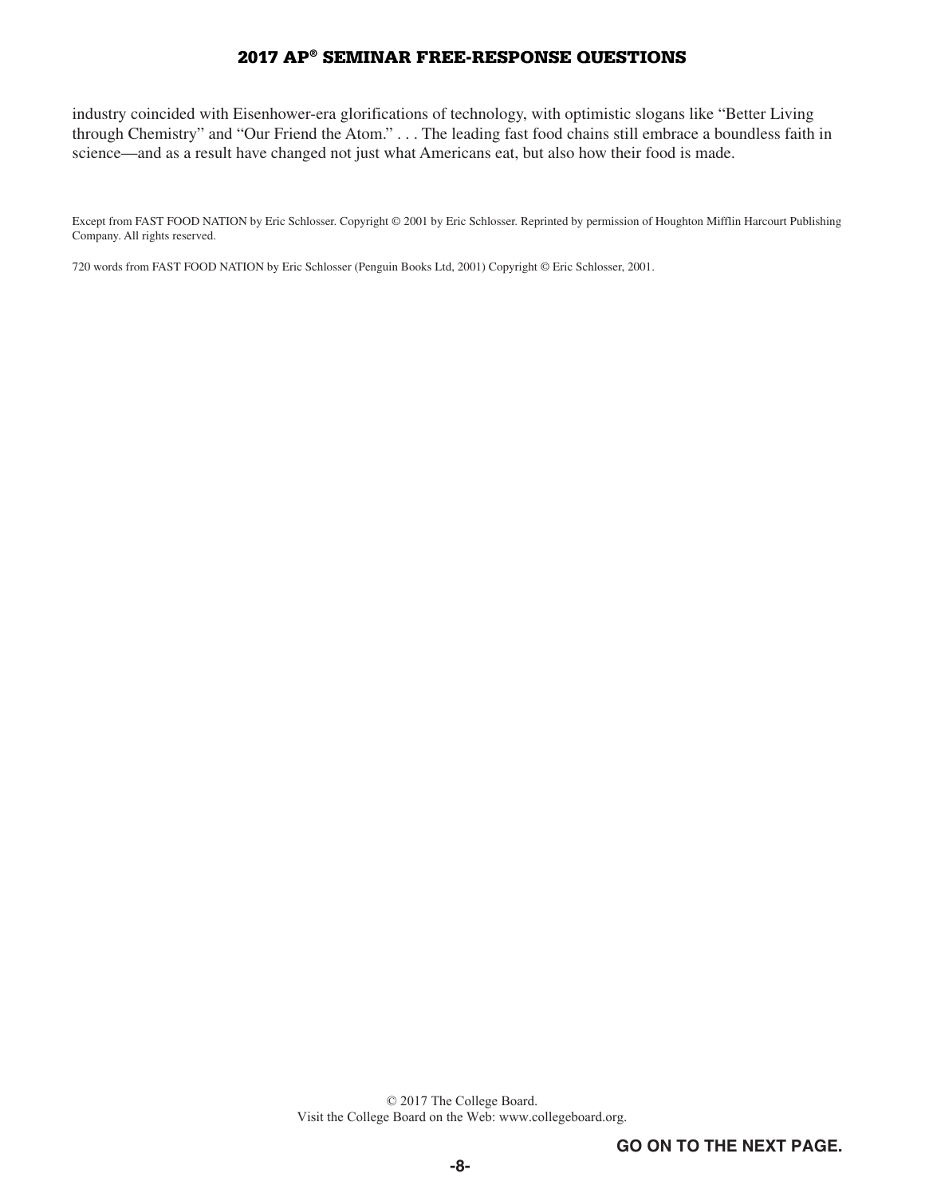industry coincided with Eisenhower-era glorifications of technology, with optimistic slogans like "Better Living through Chemistry" and "Our Friend the Atom." . . . The leading fast food chains still embrace a boundless faith in science—and as a result have changed not just what Americans eat, but also how their food is made.

Except from FAST FOOD NATION by Eric Schlosser. Copyright © 2001 by Eric Schlosser. Reprinted by permission of Houghton Mifflin Harcourt Publishing Company. All rights reserved.

720 words from FAST FOOD NATION by Eric Schlosser (Penguin Books Ltd, 2001) Copyright © Eric Schlosser, 2001.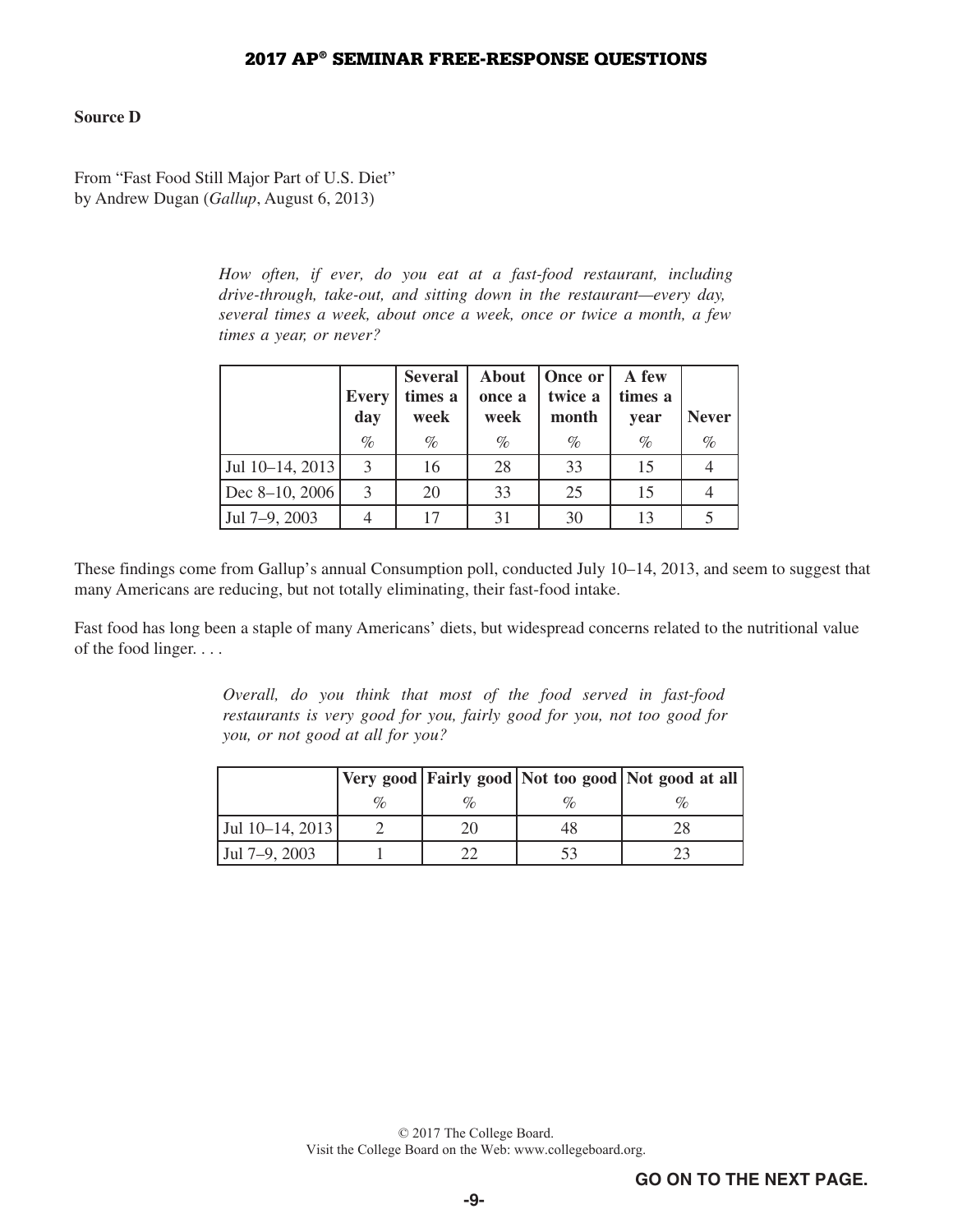**Source D**

From "Fast Food Still Major Part of U.S. Diet"
by Andrew Dugan (*Gallup*, August 6, 2013)

*How often, if ever, do you eat at a fast-food restaurant, including drive-through, take-out, and sitting down in the restaurant—every day, several times a week, about once a week, once or twice a month, a few times a year, or never?*

| | Every day | Several times a week | About once a week | Once or twice a month | A few times a year | Never |
|---|---|---|---|---|---|---|
| | % | % | % | % | % | % |
| Jul 10–14, 2013 | 3 | 16 | 28 | 33 | 15 | 4 |
| Dec 8–10, 2006 | 3 | 20 | 33 | 25 | 15 | 4 |
| Jul 7–9, 2003 | 4 | 17 | 31 | 30 | 13 | 5 |

These findings come from Gallup's annual Consumption poll, conducted July 10–14, 2013, and seem to suggest that many Americans are reducing, but not totally eliminating, their fast-food intake.

Fast food has long been a staple of many Americans' diets, but widespread concerns related to the nutritional value of the food linger. . . .

*Overall, do you think that most of the food served in fast-food restaurants is very good for you, fairly good for you, not too good for you, or not good at all for you?*

| | Very good | Fairly good | Not too good | Not good at all |
|---|---|---|---|---|
| | % | % | % | % |
| Jul 10–14, 2013 | 2 | 20 | 48 | 28 |
| Jul 7–9, 2003 | 1 | 22 | 53 | 23 |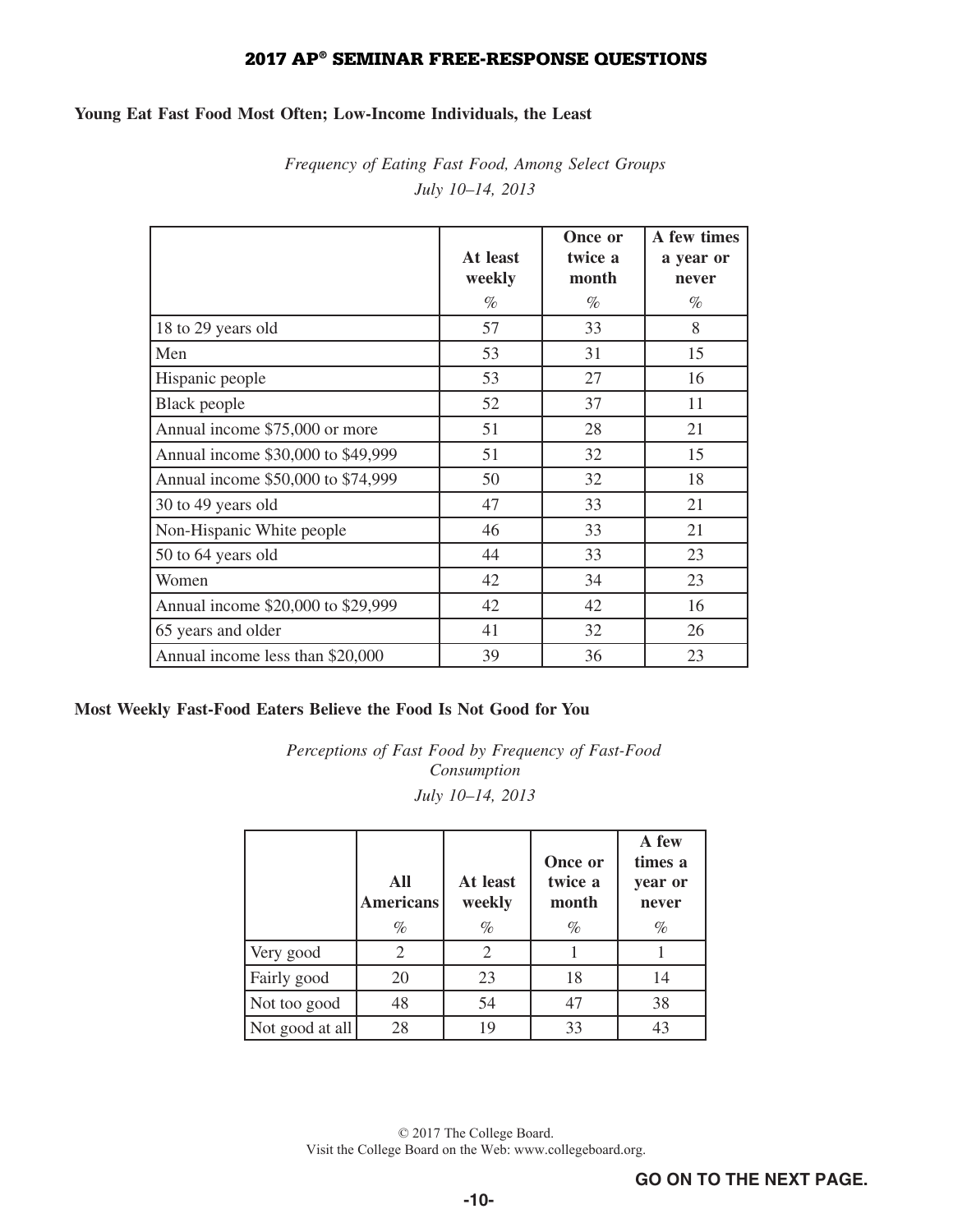**Young Eat Fast Food Most Often; Low-Income Individuals, the Least**

*Frequency of Eating Fast Food, Among Select Groups*

*July 10–14, 2013*

| | At least weekly<br>% | Once or twice a month<br>% | A few times a year or never<br>% |
|---|---|---|---|
| 18 to 29 years old | 57 | 33 | 8 |
| Men | 53 | 31 | 15 |
| Hispanic people | 53 | 27 | 16 |
| Black people | 52 | 37 | 11 |
| Annual income $75,000 or more | 51 | 28 | 21 |
| Annual income $30,000 to $49,999 | 51 | 32 | 15 |
| Annual income $50,000 to $74,999 | 50 | 32 | 18 |
| 30 to 49 years old | 47 | 33 | 21 |
| Non-Hispanic White people | 46 | 33 | 21 |
| 50 to 64 years old | 44 | 33 | 23 |
| Women | 42 | 34 | 23 |
| Annual income $20,000 to $29,999 | 42 | 42 | 16 |
| 65 years and older | 41 | 32 | 26 |
| Annual income less than $20,000 | 39 | 36 | 23 |

**Most Weekly Fast-Food Eaters Believe the Food Is Not Good for You**

*Perceptions of Fast Food by Frequency of Fast-Food Consumption*

*July 10–14, 2013*

| | All Americans<br>% | At least weekly<br>% | Once or twice a month<br>% | A few times a year or never<br>% |
|---|---|---|---|---|
| Very good | 2 | 2 | 1 | 1 |
| Fairly good | 20 | 23 | 18 | 14 |
| Not too good | 48 | 54 | 47 | 38 |
| Not good at all | 28 | 19 | 33 | 43 |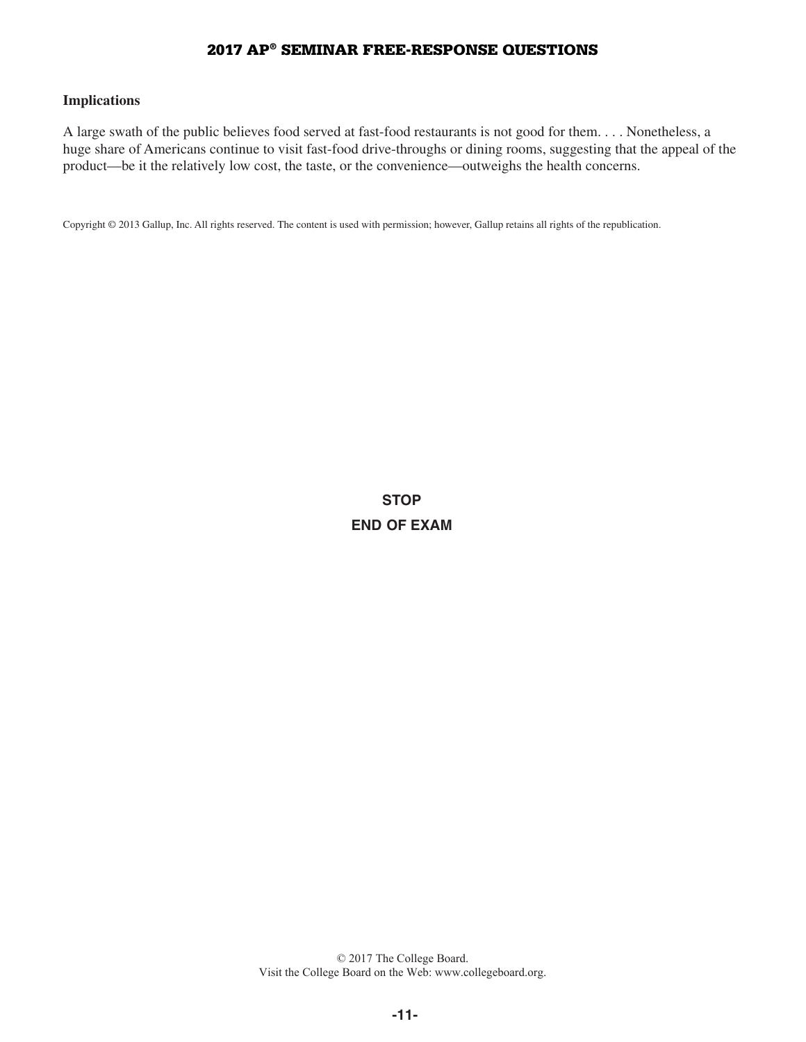### Implications

A large swath of the public believes food served at fast-food restaurants is not good for them. . . . Nonetheless, a huge share of Americans continue to visit fast-food drive-throughs or dining rooms, suggesting that the appeal of the product—be it the relatively low cost, the taste, or the convenience—outweighs the health concerns.

Copyright © 2013 Gallup, Inc. All rights reserved. The content is used with permission; however, Gallup retains all rights of the republication.

**STOP**

**END OF EXAM**

© 2017 The College Board.
Visit the College Board on the Web: www.collegeboard.org.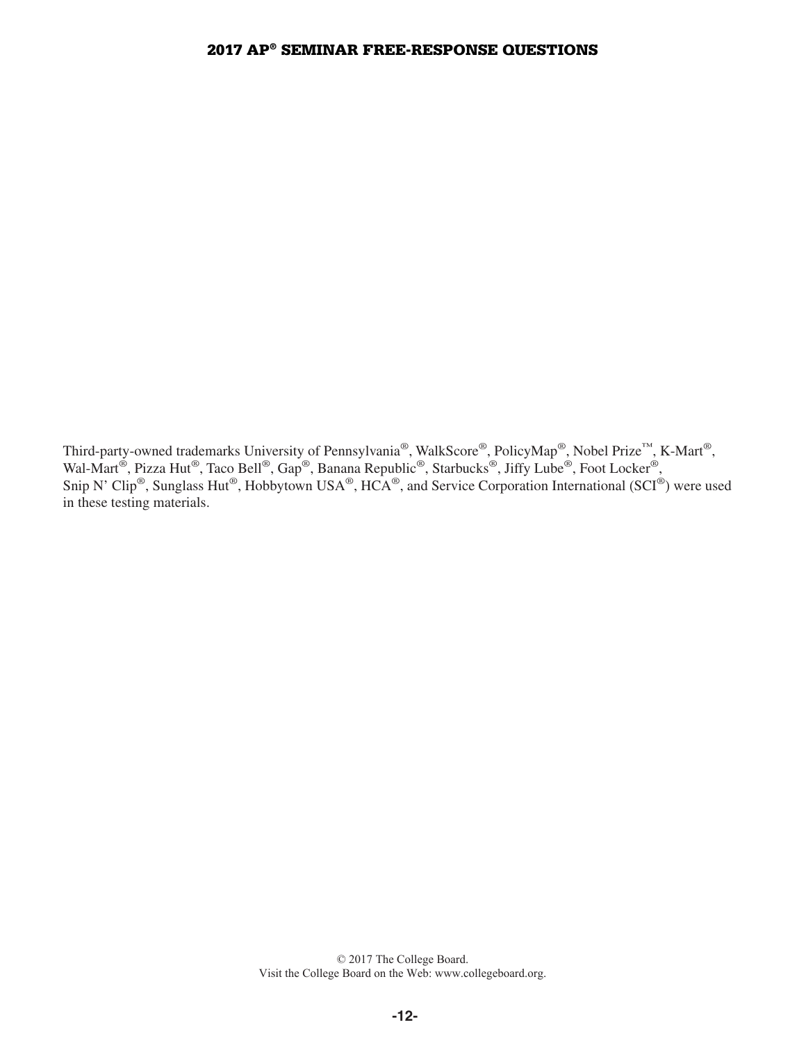Third-party-owned trademarks University of Pennsylvania®, WalkScore®, PolicyMap®, Nobel Prize™, K-Mart®, Wal-Mart®, Pizza Hut®, Taco Bell®, Gap®, Banana Republic®, Starbucks®, Jiffy Lube®, Foot Locker®, Snip N' Clip®, Sunglass Hut®, Hobbytown USA®, HCA®, and Service Corporation International (SCI®) were used in these testing materials.

© 2017 The College Board.
Visit the College Board on the Web: www.collegeboard.org.